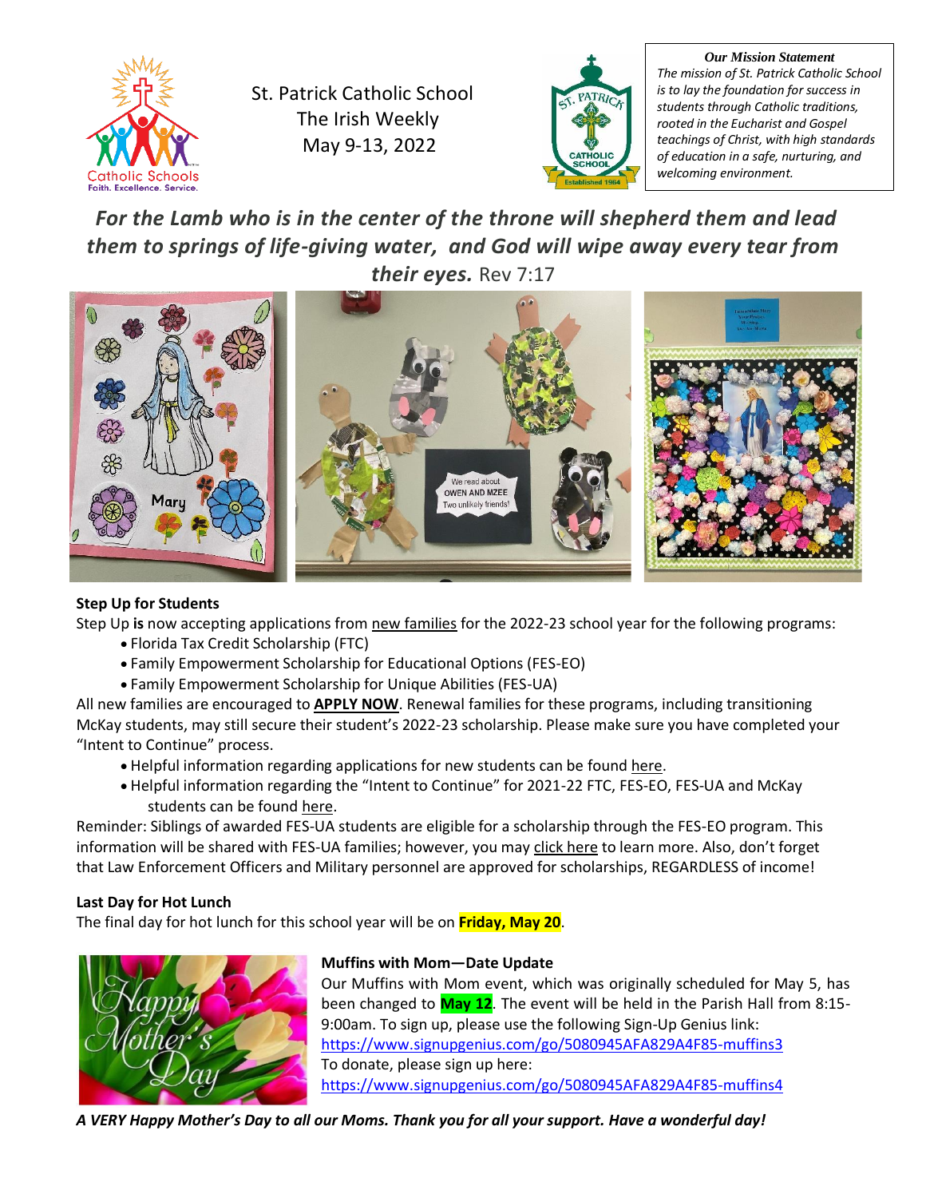St. Patrick Catholic School
The Irish Weekly
May 9-13, 2022

***Our Mission Statement***
*The mission of St. Patrick Catholic School is to lay the foundation for success in students through Catholic traditions, rooted in the Eucharist and Gospel teachings of Christ, with high standards of education in a safe, nurturing, and welcoming environment.*

***For the Lamb who is in the center of the throne will shepherd them and lead them to springs of life-giving water, and God will wipe away every tear from their eyes.*** Rev 7:17

**Step Up for Students**

Step Up **is** now accepting applications from new families for the 2022-23 school year for the following programs:

- Florida Tax Credit Scholarship (FTC)
- Family Empowerment Scholarship for Educational Options (FES-EO)
- Family Empowerment Scholarship for Unique Abilities (FES-UA)

All new families are encouraged to **APPLY NOW**. Renewal families for these programs, including transitioning McKay students, may still secure their student's 2022-23 scholarship. Please make sure you have completed your "Intent to Continue" process.

- Helpful information regarding applications for new students can be found here.
- Helpful information regarding the "Intent to Continue" for 2021-22 FTC, FES-EO, FES-UA and McKay students can be found here.

Reminder: Siblings of awarded FES-UA students are eligible for a scholarship through the FES-EO program. This information will be shared with FES-UA families; however, you may click here to learn more. Also, don't forget that Law Enforcement Officers and Military personnel are approved for scholarships, REGARDLESS of income!

**Last Day for Hot Lunch**

The final day for hot lunch for this school year will be on **Friday, May 20**.

**Muffins with Mom—Date Update**

Our Muffins with Mom event, which was originally scheduled for May 5, has been changed to **May 12**. The event will be held in the Parish Hall from 8:15-9:00am. To sign up, please use the following Sign-Up Genius link:
https://www.signupgenius.com/go/5080945AFA829A4F85-muffins3
To donate, please sign up here:
https://www.signupgenius.com/go/5080945AFA829A4F85-muffins4

***A VERY Happy Mother's Day to all our Moms. Thank you for all your support. Have a wonderful day!***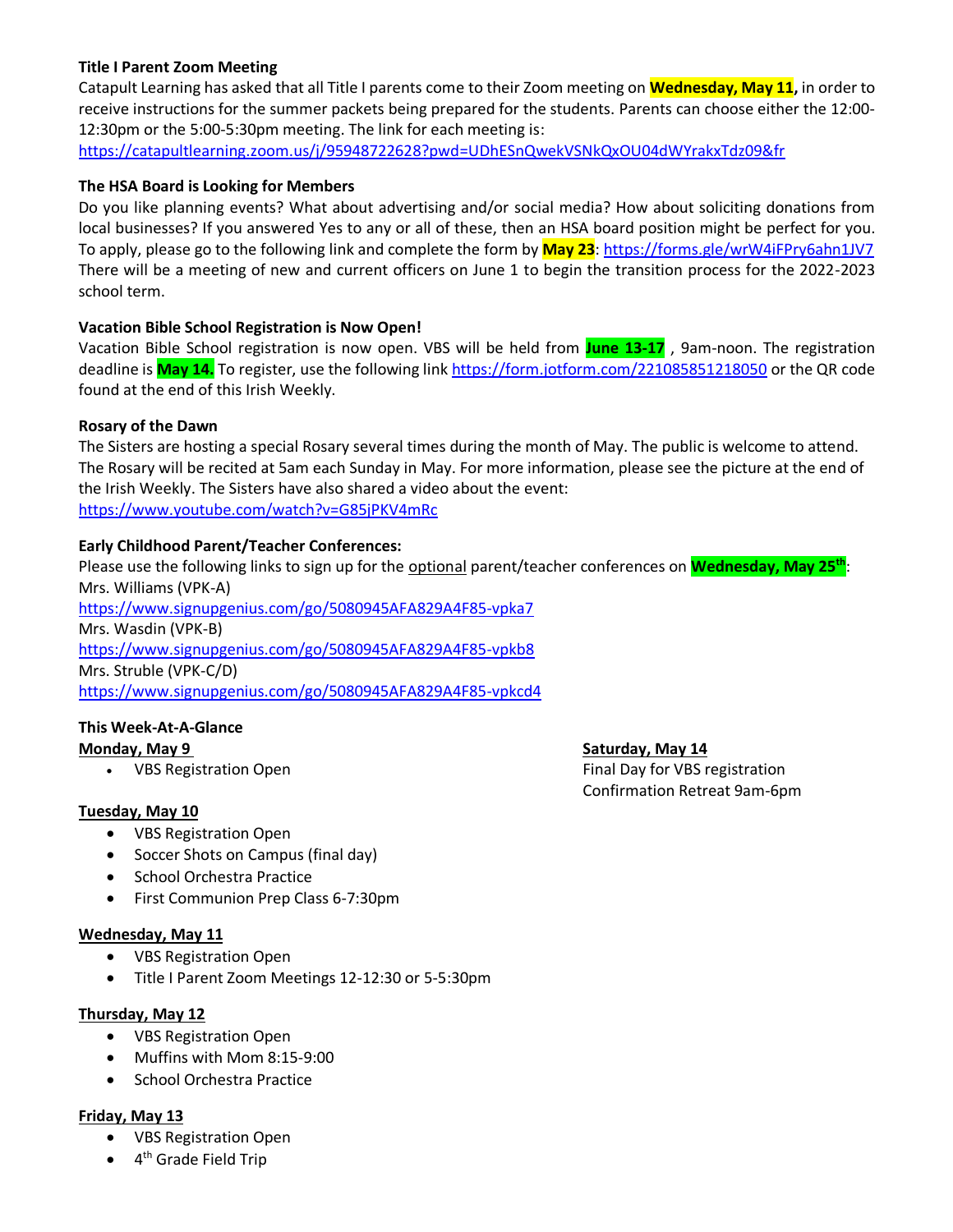**Title I Parent Zoom Meeting**

Catapult Learning has asked that all Title I parents come to their Zoom meeting on **Wednesday, May 11,** in order to receive instructions for the summer packets being prepared for the students. Parents can choose either the 12:00-12:30pm or the 5:00-5:30pm meeting. The link for each meeting is: https://catapultlearning.zoom.us/j/95948722628?pwd=UDhESnQwekVSNkQxOU04dWYrakxTdz09&fr

**The HSA Board is Looking for Members**

Do you like planning events? What about advertising and/or social media? How about soliciting donations from local businesses? If you answered Yes to any or all of these, then an HSA board position might be perfect for you. To apply, please go to the following link and complete the form by **May 23**: https://forms.gle/wrW4iFPry6ahn1JV7 There will be a meeting of new and current officers on June 1 to begin the transition process for the 2022-2023 school term.

**Vacation Bible School Registration is Now Open!**

Vacation Bible School registration is now open. VBS will be held from **June 13-17** , 9am-noon. The registration deadline is **May 14.** To register, use the following link https://form.jotform.com/221085851218050 or the QR code found at the end of this Irish Weekly.

**Rosary of the Dawn**

The Sisters are hosting a special Rosary several times during the month of May. The public is welcome to attend. The Rosary will be recited at 5am each Sunday in May. For more information, please see the picture at the end of the Irish Weekly. The Sisters have also shared a video about the event: https://www.youtube.com/watch?v=G85jPKV4mRc

**Early Childhood Parent/Teacher Conferences:**

Please use the following links to sign up for the optional parent/teacher conferences on **Wednesday, May 25th**:

Mrs. Williams (VPK-A)
https://www.signupgenius.com/go/5080945AFA829A4F85-vpka7

Mrs. Wasdin (VPK-B)
https://www.signupgenius.com/go/5080945AFA829A4F85-vpkb8

Mrs. Struble (VPK-C/D)
https://www.signupgenius.com/go/5080945AFA829A4F85-vpkcd4

**This Week-At-A-Glance**

**Monday, May 9**

- VBS Registration Open

**Tuesday, May 10**

- VBS Registration Open
- Soccer Shots on Campus (final day)
- School Orchestra Practice
- First Communion Prep Class 6-7:30pm

**Wednesday, May 11**

- VBS Registration Open
- Title I Parent Zoom Meetings 12-12:30 or 5-5:30pm

**Thursday, May 12**

- VBS Registration Open
- Muffins with Mom 8:15-9:00
- School Orchestra Practice

**Friday, May 13**

- VBS Registration Open
- 4th Grade Field Trip

**Saturday, May 14**

Final Day for VBS registration
Confirmation Retreat 9am-6pm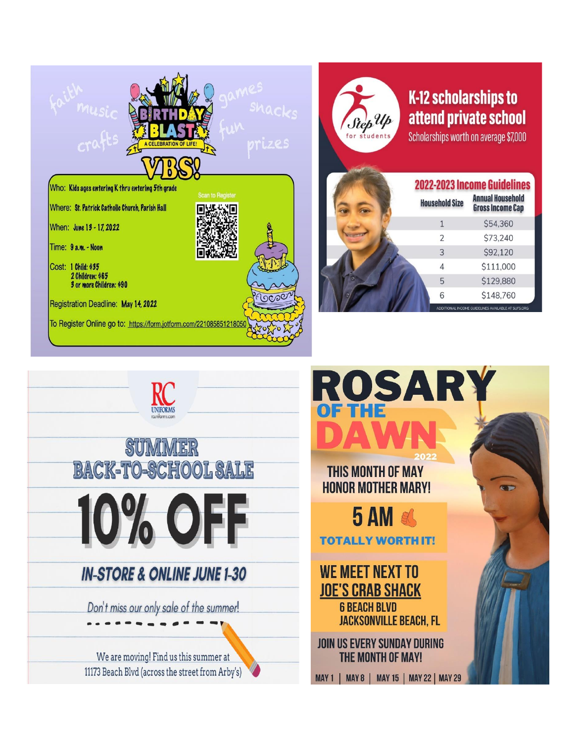faith music crafts

games snacks fun prizes

BIRTHDAY BLAST A CELEBRATION OF LIFE!

# VBS!

Who: Kids ages entering K thru entering 5th grade

Where: St. Patrick Catholic Church, Parish Hall

When: June 13 - 17, 2022

Time: 9 a.m. - Noon

Cost: 1 Child: $35
2 Children: $65
3 or more Children: $90

Registration Deadline: May 14, 2022

To Register Online go to: https://form.jotform.com/221085851218050

Scan to Register

Step Up for students

# K-12 scholarships to attend private school

Scholarships worth on average $7,000

## 2022-2023 Income Guidelines

| Household Size | Annual Household Gross Income Cap |
| --- | --- |
| 1 | $54,360 |
| 2 | $73,240 |
| 3 | $92,120 |
| 4 | $111,000 |
| 5 | $129,880 |
| 6 | $148,760 |

ADDITIONAL INCOME GUIDELINES AVAILABLE AT SUFS.ORG

RC UNIFORMS rcuniforms.com

# SUMMER BACK-TO-SCHOOL SALE

# 10% OFF

## IN-STORE & ONLINE JUNE 1-30

*Don't miss our only sale of the summer!*

We are moving! Find us this summer at
11173 Beach Blvd (across the street from Arby's)

# ROSARY OF THE DAWN 2022

THIS MONTH OF MAY
HONOR MOTHER MARY!

5 AM

TOTALLY WORTH IT!

WE MEET NEXT TO
JOE'S CRAB SHACK
6 BEACH BLVD
JACKSONVILLE BEACH, FL

JOIN US EVERY SUNDAY DURING THE MONTH OF MAY!

MAY 1 | MAY 8 | MAY 15 | MAY 22 | MAY 29